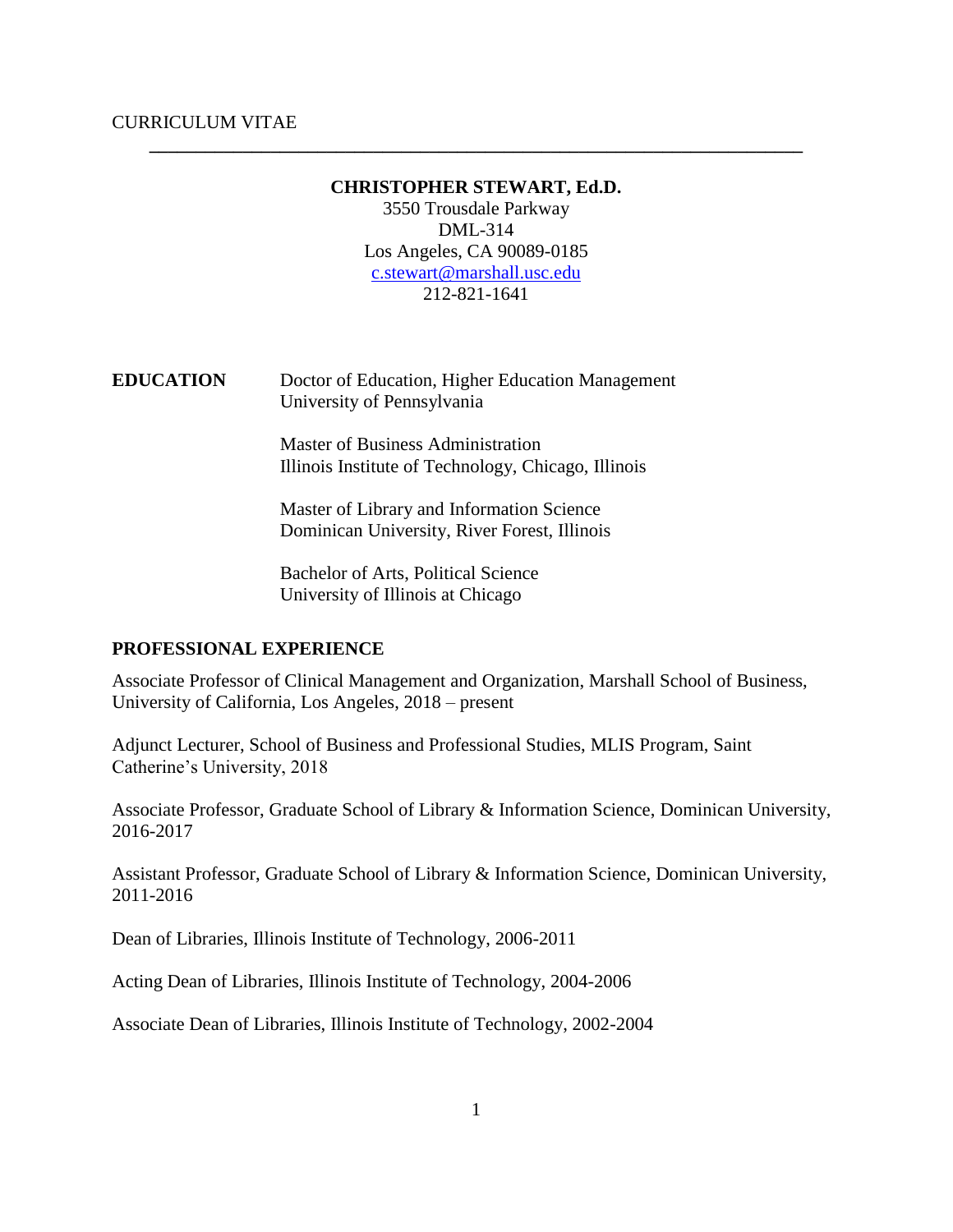CURRICULUM VITAE

---

# CHRISTOPHER STEWART, Ed.D.

3550 Trousdale Parkway
DML-314
Los Angeles, CA 90089-0185
c.stewart@marshall.usc.edu
212-821-1641

## EDUCATION

Doctor of Education, Higher Education Management
University of Pennsylvania

Master of Business Administration
Illinois Institute of Technology, Chicago, Illinois

Master of Library and Information Science
Dominican University, River Forest, Illinois

Bachelor of Arts, Political Science
University of Illinois at Chicago

## PROFESSIONAL EXPERIENCE

Associate Professor of Clinical Management and Organization, Marshall School of Business, University of California, Los Angeles, 2018 – present

Adjunct Lecturer, School of Business and Professional Studies, MLIS Program, Saint Catherine's University, 2018

Associate Professor, Graduate School of Library & Information Science, Dominican University, 2016-2017

Assistant Professor, Graduate School of Library & Information Science, Dominican University, 2011-2016

Dean of Libraries, Illinois Institute of Technology, 2006-2011

Acting Dean of Libraries, Illinois Institute of Technology, 2004-2006

Associate Dean of Libraries, Illinois Institute of Technology, 2002-2004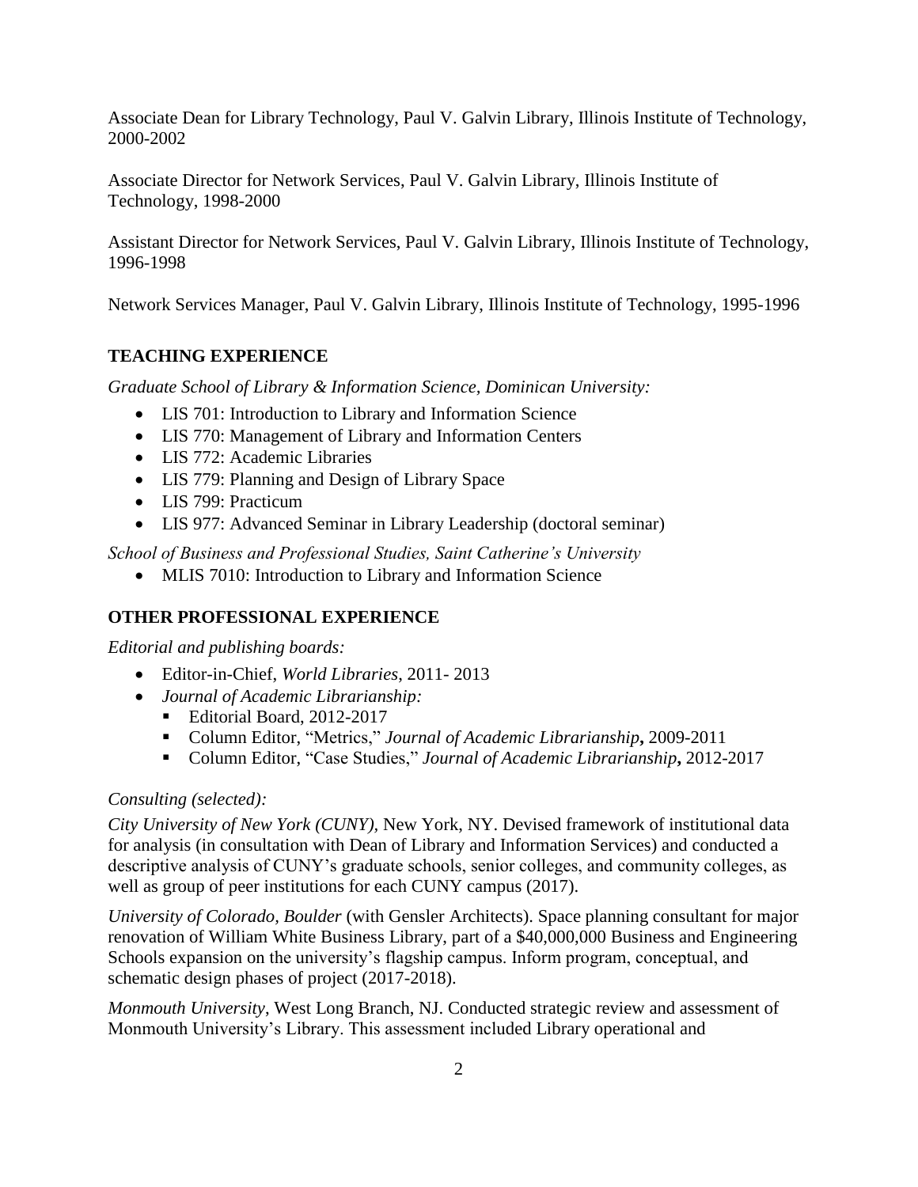Associate Dean for Library Technology, Paul V. Galvin Library, Illinois Institute of Technology, 2000-2002

Associate Director for Network Services, Paul V. Galvin Library, Illinois Institute of Technology, 1998-2000

Assistant Director for Network Services, Paul V. Galvin Library, Illinois Institute of Technology, 1996-1998

Network Services Manager, Paul V. Galvin Library, Illinois Institute of Technology, 1995-1996

## TEACHING EXPERIENCE

*Graduate School of Library & Information Science, Dominican University:*

- LIS 701: Introduction to Library and Information Science
- LIS 770: Management of Library and Information Centers
- LIS 772: Academic Libraries
- LIS 779: Planning and Design of Library Space
- LIS 799: Practicum
- LIS 977: Advanced Seminar in Library Leadership (doctoral seminar)

*School of Business and Professional Studies, Saint Catherine's University*

- MLIS 7010: Introduction to Library and Information Science

## OTHER PROFESSIONAL EXPERIENCE

*Editorial and publishing boards:*

- Editor-in-Chief, *World Libraries*, 2011- 2013
- *Journal of Academic Librarianship:*
  - Editorial Board, 2012-2017
  - Column Editor, "Metrics," *Journal of Academic Librarianship***,** 2009-2011
  - Column Editor, "Case Studies," *Journal of Academic Librarianship***,** 2012-2017

*Consulting (selected):*

*City University of New York (CUNY),* New York, NY. Devised framework of institutional data for analysis (in consultation with Dean of Library and Information Services) and conducted a descriptive analysis of CUNY's graduate schools, senior colleges, and community colleges, as well as group of peer institutions for each CUNY campus (2017).

*University of Colorado, Boulder* (with Gensler Architects). Space planning consultant for major renovation of William White Business Library, part of a $40,000,000 Business and Engineering Schools expansion on the university's flagship campus. Inform program, conceptual, and schematic design phases of project (2017-2018).

*Monmouth University*, West Long Branch, NJ. Conducted strategic review and assessment of Monmouth University's Library. This assessment included Library operational and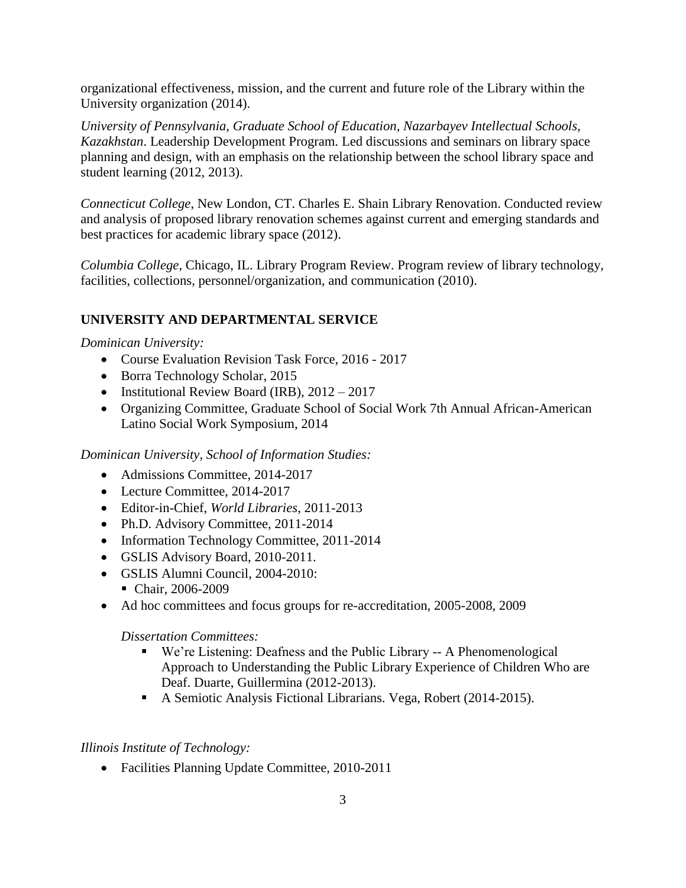organizational effectiveness, mission, and the current and future role of the Library within the University organization (2014).

*University of Pennsylvania, Graduate School of Education, Nazarbayev Intellectual Schools, Kazakhstan*. Leadership Development Program. Led discussions and seminars on library space planning and design, with an emphasis on the relationship between the school library space and student learning (2012, 2013).

*Connecticut College*, New London, CT. Charles E. Shain Library Renovation. Conducted review and analysis of proposed library renovation schemes against current and emerging standards and best practices for academic library space (2012).

*Columbia College*, Chicago, IL. Library Program Review. Program review of library technology, facilities, collections, personnel/organization, and communication (2010).

## UNIVERSITY AND DEPARTMENTAL SERVICE

*Dominican University:*

- Course Evaluation Revision Task Force, 2016 - 2017
- Borra Technology Scholar, 2015
- Institutional Review Board (IRB), 2012 – 2017
- Organizing Committee, Graduate School of Social Work 7th Annual African-American Latino Social Work Symposium, 2014

*Dominican University, School of Information Studies:*

- Admissions Committee, 2014-2017
- Lecture Committee, 2014-2017
- Editor-in-Chief, *World Libraries*, 2011-2013
- Ph.D. Advisory Committee, 2011-2014
- Information Technology Committee, 2011-2014
- GSLIS Advisory Board, 2010-2011.
- GSLIS Alumni Council, 2004-2010:
  - Chair, 2006-2009
- Ad hoc committees and focus groups for re-accreditation, 2005-2008, 2009

*Dissertation Committees:*

- We're Listening: Deafness and the Public Library -- A Phenomenological Approach to Understanding the Public Library Experience of Children Who are Deaf. Duarte, Guillermina (2012-2013).
- A Semiotic Analysis Fictional Librarians. Vega, Robert (2014-2015).

*Illinois Institute of Technology:*

- Facilities Planning Update Committee, 2010-2011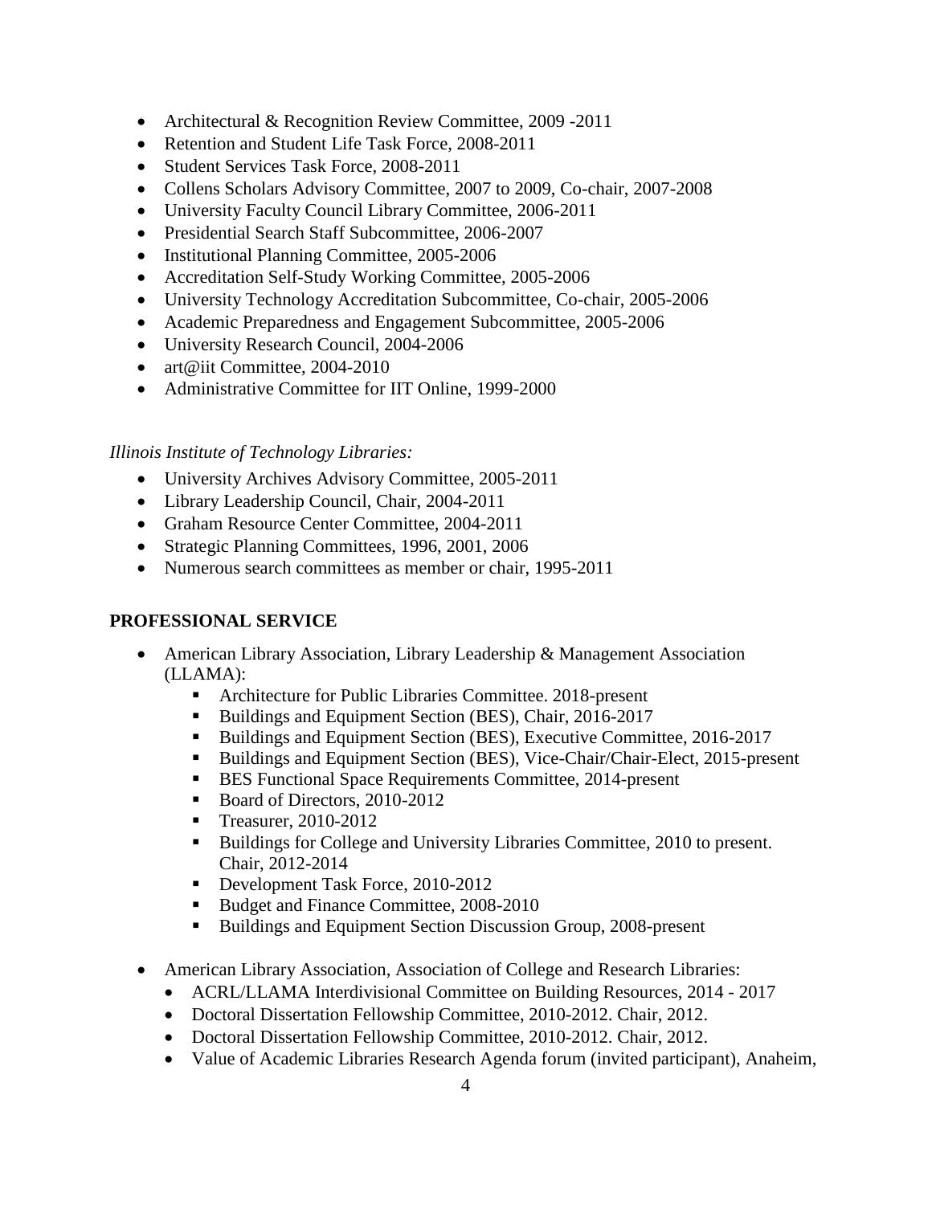- Architectural & Recognition Review Committee, 2009 -2011
- Retention and Student Life Task Force, 2008-2011
- Student Services Task Force, 2008-2011
- Collens Scholars Advisory Committee, 2007 to 2009, Co-chair, 2007-2008
- University Faculty Council Library Committee, 2006-2011
- Presidential Search Staff Subcommittee, 2006-2007
- Institutional Planning Committee, 2005-2006
- Accreditation Self-Study Working Committee, 2005-2006
- University Technology Accreditation Subcommittee, Co-chair, 2005-2006
- Academic Preparedness and Engagement Subcommittee, 2005-2006
- University Research Council, 2004-2006
- art@iit Committee, 2004-2010
- Administrative Committee for IIT Online, 1999-2000

*Illinois Institute of Technology Libraries:*

- University Archives Advisory Committee, 2005-2011
- Library Leadership Council, Chair, 2004-2011
- Graham Resource Center Committee, 2004-2011
- Strategic Planning Committees, 1996, 2001, 2006
- Numerous search committees as member or chair, 1995-2011

## PROFESSIONAL SERVICE

- American Library Association, Library Leadership & Management Association (LLAMA):
  - Architecture for Public Libraries Committee. 2018-present
  - Buildings and Equipment Section (BES), Chair, 2016-2017
  - Buildings and Equipment Section (BES), Executive Committee, 2016-2017
  - Buildings and Equipment Section (BES), Vice-Chair/Chair-Elect, 2015-present
  - BES Functional Space Requirements Committee, 2014-present
  - Board of Directors, 2010-2012
  - Treasurer, 2010-2012
  - Buildings for College and University Libraries Committee, 2010 to present. Chair, 2012-2014
  - Development Task Force, 2010-2012
  - Budget and Finance Committee, 2008-2010
  - Buildings and Equipment Section Discussion Group, 2008-present

- American Library Association, Association of College and Research Libraries:
  - ACRL/LLAMA Interdivisional Committee on Building Resources, 2014 - 2017
  - Doctoral Dissertation Fellowship Committee, 2010-2012. Chair, 2012.
  - Doctoral Dissertation Fellowship Committee, 2010-2012. Chair, 2012.
  - Value of Academic Libraries Research Agenda forum (invited participant), Anaheim,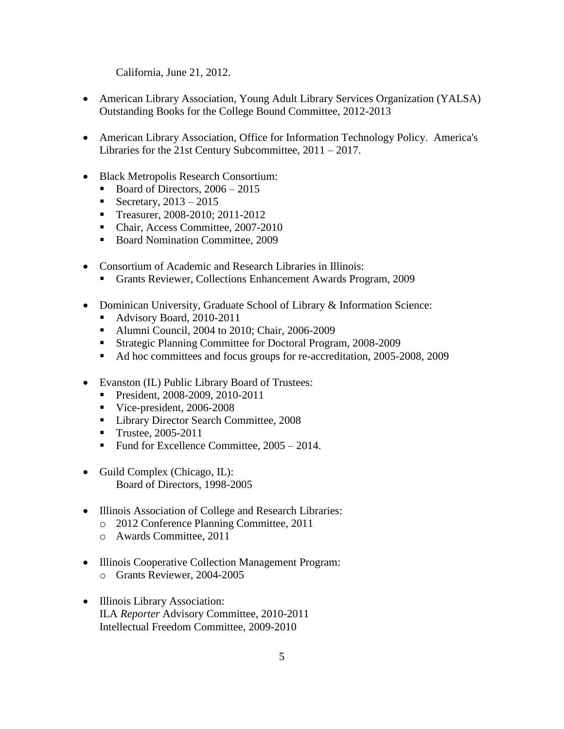California, June 21, 2012.

- American Library Association, Young Adult Library Services Organization (YALSA) Outstanding Books for the College Bound Committee, 2012-2013

- American Library Association, Office for Information Technology Policy. America's Libraries for the 21st Century Subcommittee, 2011 – 2017.

- Black Metropolis Research Consortium:
  - Board of Directors, 2006 – 2015
  - Secretary, 2013 – 2015
  - Treasurer, 2008-2010; 2011-2012
  - Chair, Access Committee, 2007-2010
  - Board Nomination Committee, 2009

- Consortium of Academic and Research Libraries in Illinois:
  - Grants Reviewer, Collections Enhancement Awards Program, 2009

- Dominican University, Graduate School of Library & Information Science:
  - Advisory Board, 2010-2011
  - Alumni Council, 2004 to 2010; Chair, 2006-2009
  - Strategic Planning Committee for Doctoral Program, 2008-2009
  - Ad hoc committees and focus groups for re-accreditation, 2005-2008, 2009

- Evanston (IL) Public Library Board of Trustees:
  - President, 2008-2009, 2010-2011
  - Vice-president, 2006-2008
  - Library Director Search Committee, 2008
  - Trustee, 2005-2011
  - Fund for Excellence Committee, 2005 – 2014.

- Guild Complex (Chicago, IL):
  Board of Directors, 1998-2005

- Illinois Association of College and Research Libraries:
  - 2012 Conference Planning Committee, 2011
  - Awards Committee, 2011

- Illinois Cooperative Collection Management Program:
  - Grants Reviewer, 2004-2005

- Illinois Library Association:
  ILA *Reporter* Advisory Committee, 2010-2011
  Intellectual Freedom Committee, 2009-2010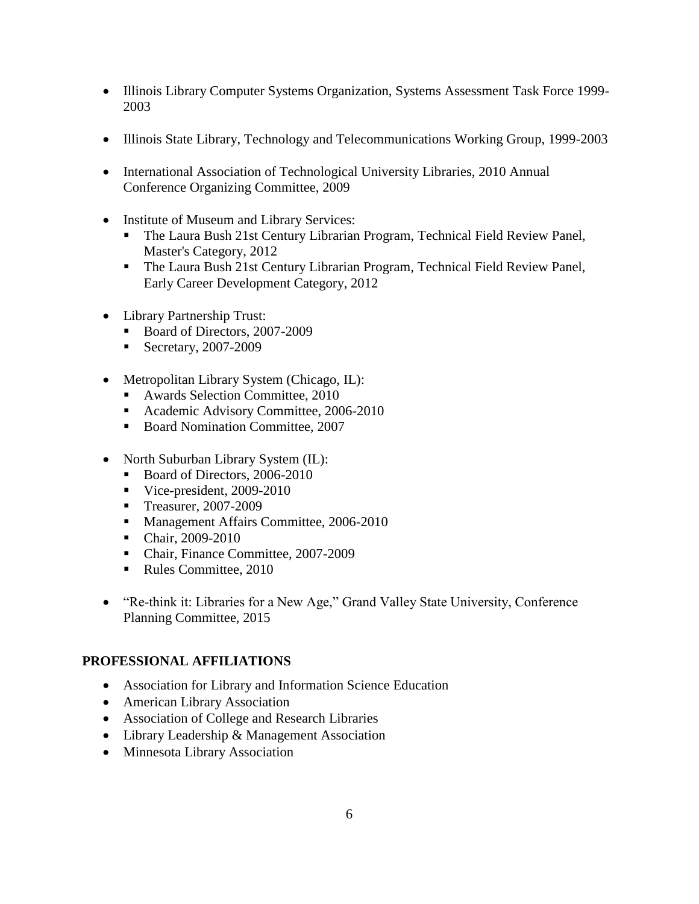- Illinois Library Computer Systems Organization, Systems Assessment Task Force 1999-2003

- Illinois State Library, Technology and Telecommunications Working Group, 1999-2003

- International Association of Technological University Libraries, 2010 Annual Conference Organizing Committee, 2009

- Institute of Museum and Library Services:
  - The Laura Bush 21st Century Librarian Program, Technical Field Review Panel, Master's Category, 2012
  - The Laura Bush 21st Century Librarian Program, Technical Field Review Panel, Early Career Development Category, 2012

- Library Partnership Trust:
  - Board of Directors, 2007-2009
  - Secretary, 2007-2009

- Metropolitan Library System (Chicago, IL):
  - Awards Selection Committee, 2010
  - Academic Advisory Committee, 2006-2010
  - Board Nomination Committee, 2007

- North Suburban Library System (IL):
  - Board of Directors, 2006-2010
  - Vice-president, 2009-2010
  - Treasurer, 2007-2009
  - Management Affairs Committee, 2006-2010
  - Chair, 2009-2010
  - Chair, Finance Committee, 2007-2009
  - Rules Committee, 2010

- "Re-think it: Libraries for a New Age," Grand Valley State University, Conference Planning Committee, 2015

## PROFESSIONAL AFFILIATIONS

- Association for Library and Information Science Education
- American Library Association
- Association of College and Research Libraries
- Library Leadership & Management Association
- Minnesota Library Association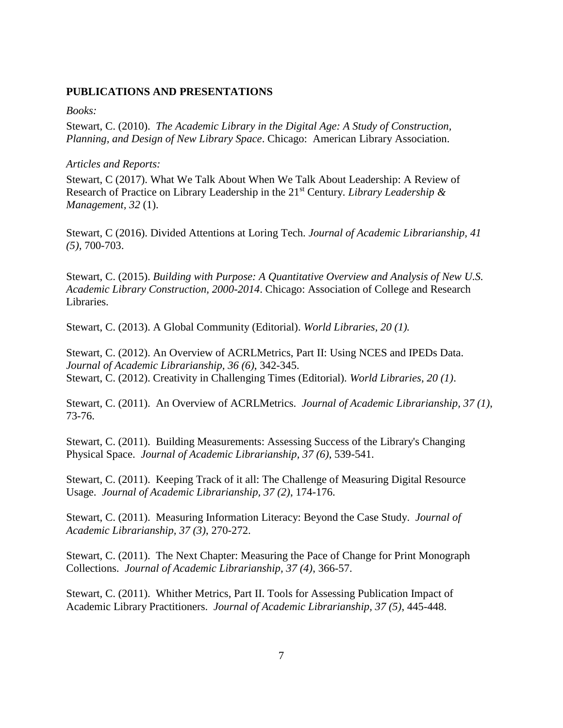## PUBLICATIONS AND PRESENTATIONS

*Books:*

Stewart, C. (2010). *The Academic Library in the Digital Age: A Study of Construction, Planning, and Design of New Library Space*. Chicago: American Library Association.

*Articles and Reports:*

Stewart, C (2017). What We Talk About When We Talk About Leadership: A Review of Research of Practice on Library Leadership in the 21st Century. *Library Leadership & Management*, *32* (1).

Stewart, C (2016). Divided Attentions at Loring Tech. *Journal of Academic Librarianship, 41 (5)*, 700-703.

Stewart, C. (2015). *Building with Purpose: A Quantitative Overview and Analysis of New U.S. Academic Library Construction, 2000-2014*. Chicago: Association of College and Research Libraries.

Stewart, C. (2013). A Global Community (Editorial). *World Libraries*, *20 (1).*

Stewart, C. (2012). An Overview of ACRLMetrics, Part II: Using NCES and IPEDs Data. *Journal of Academic Librarianship*, *36 (6)*, 342-345.
Stewart, C. (2012). Creativity in Challenging Times (Editorial). *World Libraries*, *20 (1)*.

Stewart, C. (2011). An Overview of ACRLMetrics. *Journal of Academic Librarianship*, *37 (1)*, 73-76.

Stewart, C. (2011). Building Measurements: Assessing Success of the Library's Changing Physical Space. *Journal of Academic Librarianship, 37 (6)*, 539-541.

Stewart, C. (2011). Keeping Track of it all: The Challenge of Measuring Digital Resource Usage. *Journal of Academic Librarianship, 37 (2)*, 174-176.

Stewart, C. (2011). Measuring Information Literacy: Beyond the Case Study. *Journal of Academic Librarianship, 37 (3)*, 270-272.

Stewart, C. (2011). The Next Chapter: Measuring the Pace of Change for Print Monograph Collections. *Journal of Academic Librarianship, 37 (4)*, 366-57.

Stewart, C. (2011). Whither Metrics, Part II. Tools for Assessing Publication Impact of Academic Library Practitioners. *Journal of Academic Librarianship, 37 (5)*, 445-448.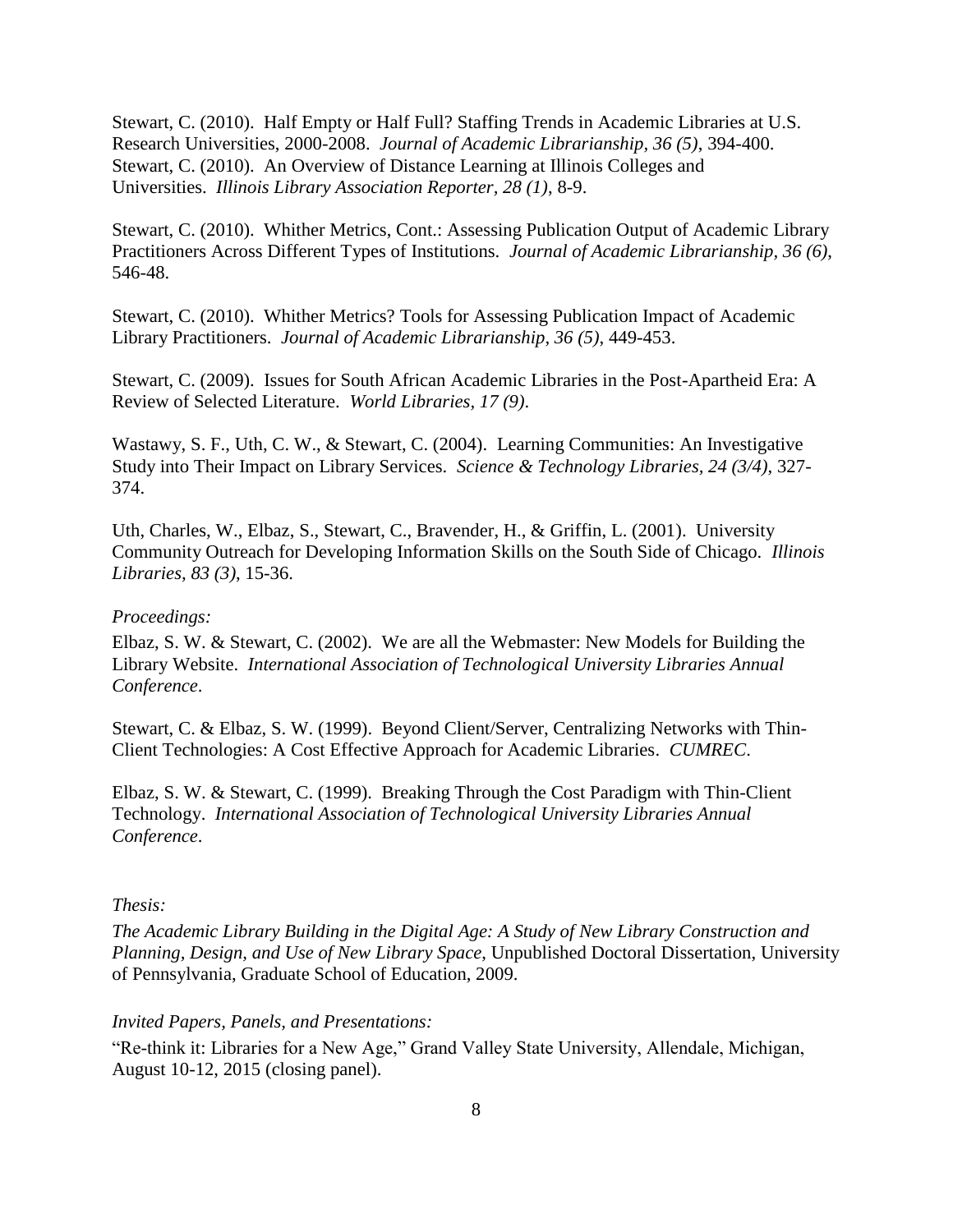Stewart, C. (2010). Half Empty or Half Full? Staffing Trends in Academic Libraries at U.S. Research Universities, 2000-2008. *Journal of Academic Librarianship, 36 (5)*, 394-400.
Stewart, C. (2010). An Overview of Distance Learning at Illinois Colleges and Universities. *Illinois Library Association Reporter, 28 (1)*, 8-9.

Stewart, C. (2010). Whither Metrics, Cont.: Assessing Publication Output of Academic Library Practitioners Across Different Types of Institutions. *Journal of Academic Librarianship, 36 (6)*, 546-48.

Stewart, C. (2010). Whither Metrics? Tools for Assessing Publication Impact of Academic Library Practitioners. *Journal of Academic Librarianship, 36 (5)*, 449-453.

Stewart, C. (2009). Issues for South African Academic Libraries in the Post-Apartheid Era: A Review of Selected Literature. *World Libraries, 17 (9)*.

Wastawy, S. F., Uth, C. W., & Stewart, C. (2004). Learning Communities: An Investigative Study into Their Impact on Library Services. *Science & Technology Libraries, 24 (3/4)*, 327-374.

Uth, Charles, W., Elbaz, S., Stewart, C., Bravender, H., & Griffin, L. (2001). University Community Outreach for Developing Information Skills on the South Side of Chicago. *Illinois Libraries, 83 (3)*, 15-36.

*Proceedings:*

Elbaz, S. W. & Stewart, C. (2002). We are all the Webmaster: New Models for Building the Library Website. *International Association of Technological University Libraries Annual Conference*.

Stewart, C. & Elbaz, S. W. (1999). Beyond Client/Server, Centralizing Networks with Thin-Client Technologies: A Cost Effective Approach for Academic Libraries. *CUMREC*.

Elbaz, S. W. & Stewart, C. (1999). Breaking Through the Cost Paradigm with Thin-Client Technology. *International Association of Technological University Libraries Annual Conference*.

*Thesis:*

*The Academic Library Building in the Digital Age: A Study of New Library Construction and Planning, Design, and Use of New Library Space*, Unpublished Doctoral Dissertation, University of Pennsylvania, Graduate School of Education, 2009.

*Invited Papers, Panels, and Presentations:*

"Re-think it: Libraries for a New Age," Grand Valley State University, Allendale, Michigan, August 10-12, 2015 (closing panel).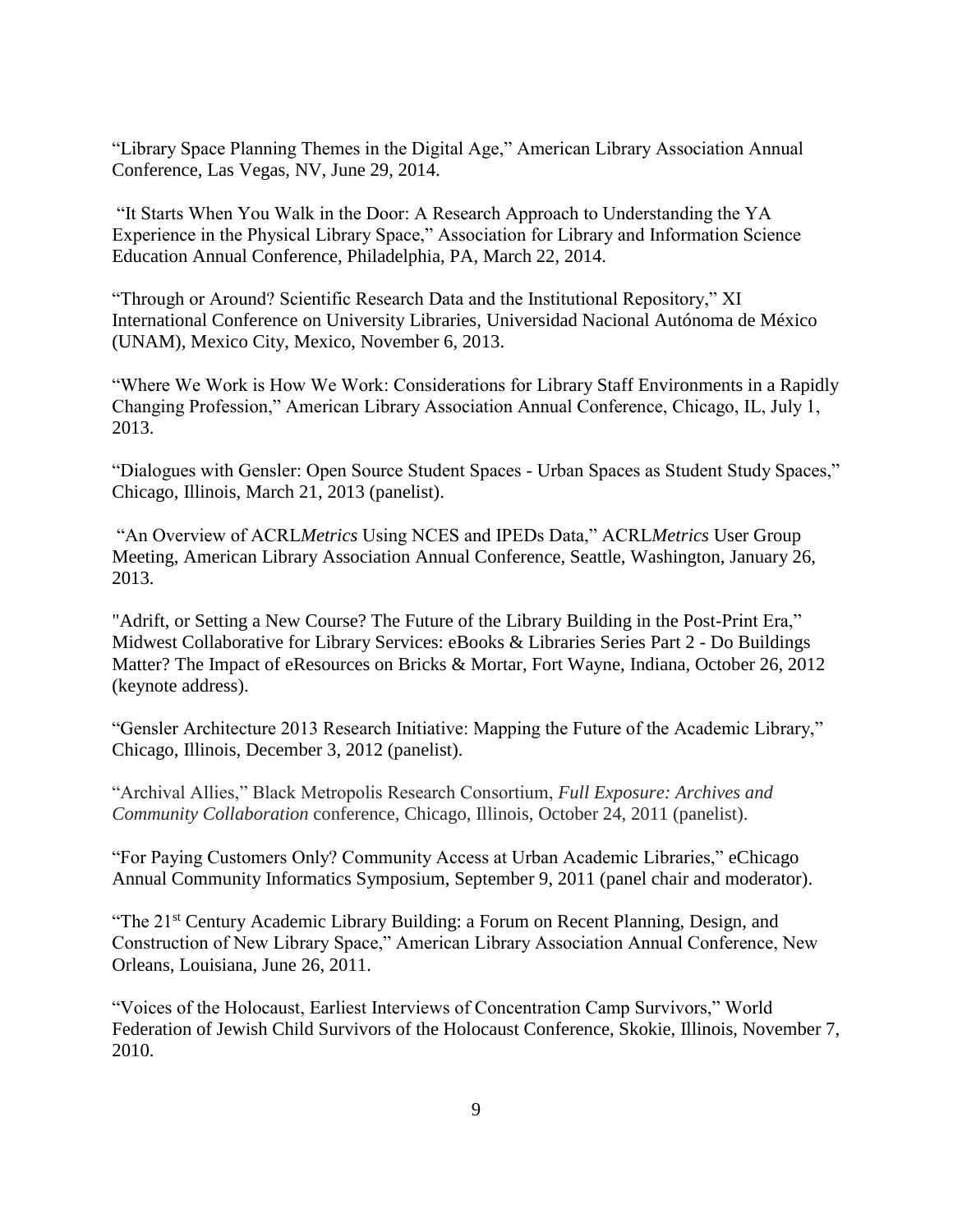“Library Space Planning Themes in the Digital Age,” American Library Association Annual Conference, Las Vegas, NV, June 29, 2014.

“It Starts When You Walk in the Door: A Research Approach to Understanding the YA Experience in the Physical Library Space,” Association for Library and Information Science Education Annual Conference, Philadelphia, PA, March 22, 2014.

“Through or Around? Scientific Research Data and the Institutional Repository,” XI International Conference on University Libraries, Universidad Nacional Autónoma de México (UNAM), Mexico City, Mexico, November 6, 2013.

“Where We Work is How We Work: Considerations for Library Staff Environments in a Rapidly Changing Profession,” American Library Association Annual Conference, Chicago, IL, July 1, 2013.

“Dialogues with Gensler: Open Source Student Spaces - Urban Spaces as Student Study Spaces,” Chicago, Illinois, March 21, 2013 (panelist).

“An Overview of ACRL*Metrics* Using NCES and IPEDs Data,” ACRL*Metrics* User Group Meeting, American Library Association Annual Conference, Seattle, Washington, January 26, 2013.

"Adrift, or Setting a New Course? The Future of the Library Building in the Post-Print Era,” Midwest Collaborative for Library Services: eBooks & Libraries Series Part 2 - Do Buildings Matter? The Impact of eResources on Bricks & Mortar, Fort Wayne, Indiana, October 26, 2012 (keynote address).

“Gensler Architecture 2013 Research Initiative: Mapping the Future of the Academic Library,” Chicago, Illinois, December 3, 2012 (panelist).

“Archival Allies,” Black Metropolis Research Consortium, *Full Exposure: Archives and Community Collaboration* conference, Chicago, Illinois, October 24, 2011 (panelist).

“For Paying Customers Only? Community Access at Urban Academic Libraries,” eChicago Annual Community Informatics Symposium, September 9, 2011 (panel chair and moderator).

“The 21st Century Academic Library Building: a Forum on Recent Planning, Design, and Construction of New Library Space,” American Library Association Annual Conference, New Orleans, Louisiana, June 26, 2011.

“Voices of the Holocaust, Earliest Interviews of Concentration Camp Survivors,” World Federation of Jewish Child Survivors of the Holocaust Conference, Skokie, Illinois, November 7, 2010.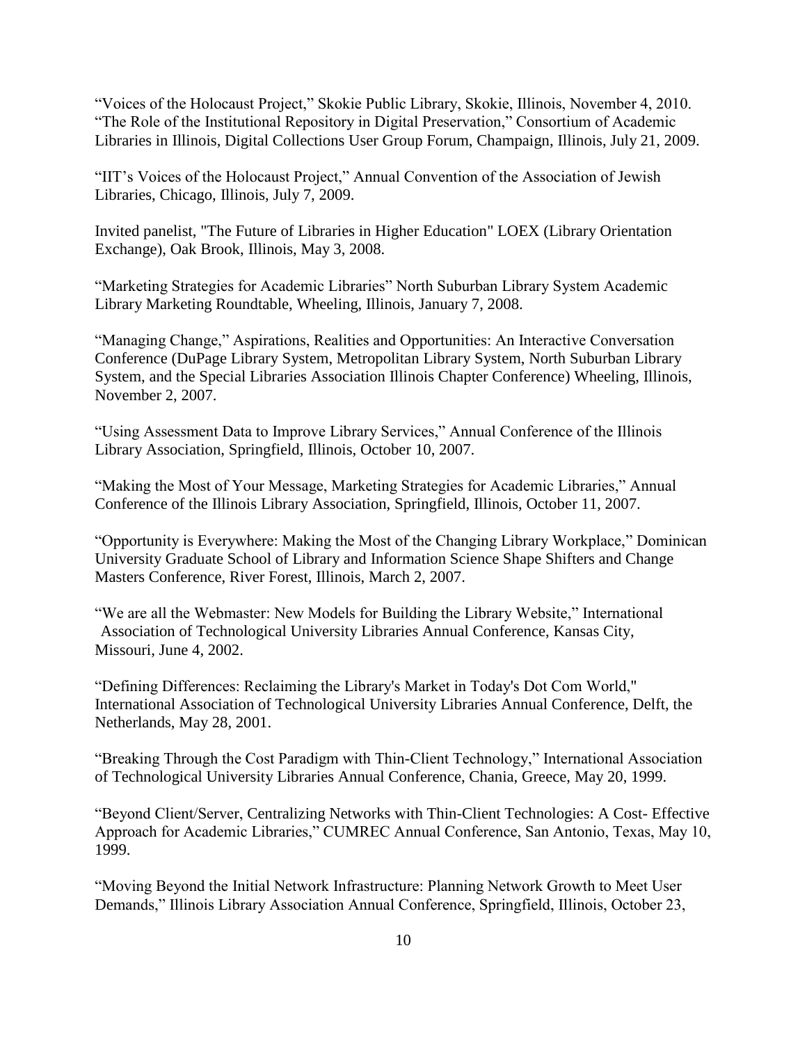"Voices of the Holocaust Project," Skokie Public Library, Skokie, Illinois, November 4, 2010.
"The Role of the Institutional Repository in Digital Preservation," Consortium of Academic Libraries in Illinois, Digital Collections User Group Forum, Champaign, Illinois, July 21, 2009.

"IIT's Voices of the Holocaust Project," Annual Convention of the Association of Jewish Libraries, Chicago, Illinois, July 7, 2009.

Invited panelist, "The Future of Libraries in Higher Education" LOEX (Library Orientation Exchange), Oak Brook, Illinois, May 3, 2008.

"Marketing Strategies for Academic Libraries" North Suburban Library System Academic Library Marketing Roundtable, Wheeling, Illinois, January 7, 2008.

"Managing Change," Aspirations, Realities and Opportunities: An Interactive Conversation Conference (DuPage Library System, Metropolitan Library System, North Suburban Library System, and the Special Libraries Association Illinois Chapter Conference) Wheeling, Illinois, November 2, 2007.

"Using Assessment Data to Improve Library Services," Annual Conference of the Illinois Library Association, Springfield, Illinois, October 10, 2007.

"Making the Most of Your Message, Marketing Strategies for Academic Libraries," Annual Conference of the Illinois Library Association, Springfield, Illinois, October 11, 2007.

"Opportunity is Everywhere: Making the Most of the Changing Library Workplace," Dominican University Graduate School of Library and Information Science Shape Shifters and Change Masters Conference, River Forest, Illinois, March 2, 2007.

"We are all the Webmaster: New Models for Building the Library Website," International Association of Technological University Libraries Annual Conference, Kansas City, Missouri, June 4, 2002.

"Defining Differences: Reclaiming the Library's Market in Today's Dot Com World," International Association of Technological University Libraries Annual Conference, Delft, the Netherlands, May 28, 2001.

"Breaking Through the Cost Paradigm with Thin-Client Technology," International Association of Technological University Libraries Annual Conference, Chania, Greece, May 20, 1999.

"Beyond Client/Server, Centralizing Networks with Thin-Client Technologies: A Cost- Effective Approach for Academic Libraries," CUMREC Annual Conference, San Antonio, Texas, May 10, 1999.

"Moving Beyond the Initial Network Infrastructure: Planning Network Growth to Meet User Demands," Illinois Library Association Annual Conference, Springfield, Illinois, October 23,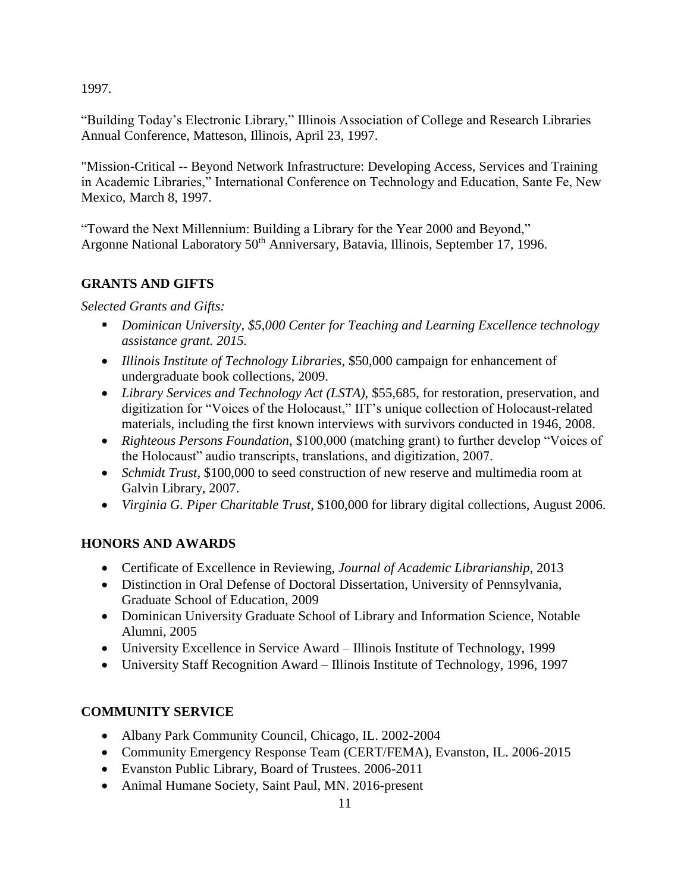1997.

"Building Today's Electronic Library," Illinois Association of College and Research Libraries Annual Conference, Matteson, Illinois, April 23, 1997.

"Mission-Critical -- Beyond Network Infrastructure: Developing Access, Services and Training in Academic Libraries," International Conference on Technology and Education, Sante Fe, New Mexico, March 8, 1997.

"Toward the Next Millennium: Building a Library for the Year 2000 and Beyond," Argonne National Laboratory 50th Anniversary, Batavia, Illinois, September 17, 1996.

## GRANTS AND GIFTS

*Selected Grants and Gifts:*

- *Dominican University, $5,000 Center for Teaching and Learning Excellence technology assistance grant. 2015.*
- *Illinois Institute of Technology Libraries*, $50,000 campaign for enhancement of undergraduate book collections, 2009.
- *Library Services and Technology Act (LSTA),* $55,685, for restoration, preservation, and digitization for "Voices of the Holocaust," IIT's unique collection of Holocaust-related materials, including the first known interviews with survivors conducted in 1946, 2008.
- *Righteous Persons Foundation*, $100,000 (matching grant) to further develop "Voices of the Holocaust" audio transcripts, translations, and digitization, 2007.
- *Schmidt Trust*, $100,000 to seed construction of new reserve and multimedia room at Galvin Library, 2007.
- *Virginia G. Piper Charitable Trust*, $100,000 for library digital collections, August 2006.

## HONORS AND AWARDS

- Certificate of Excellence in Reviewing, *Journal of Academic Librarianship*, 2013
- Distinction in Oral Defense of Doctoral Dissertation, University of Pennsylvania, Graduate School of Education, 2009
- Dominican University Graduate School of Library and Information Science, Notable Alumni, 2005
- University Excellence in Service Award – Illinois Institute of Technology, 1999
- University Staff Recognition Award – Illinois Institute of Technology, 1996, 1997

## COMMUNITY SERVICE

- Albany Park Community Council, Chicago, IL. 2002-2004
- Community Emergency Response Team (CERT/FEMA), Evanston, IL. 2006-2015
- Evanston Public Library, Board of Trustees. 2006-2011
- Animal Humane Society, Saint Paul, MN. 2016-present